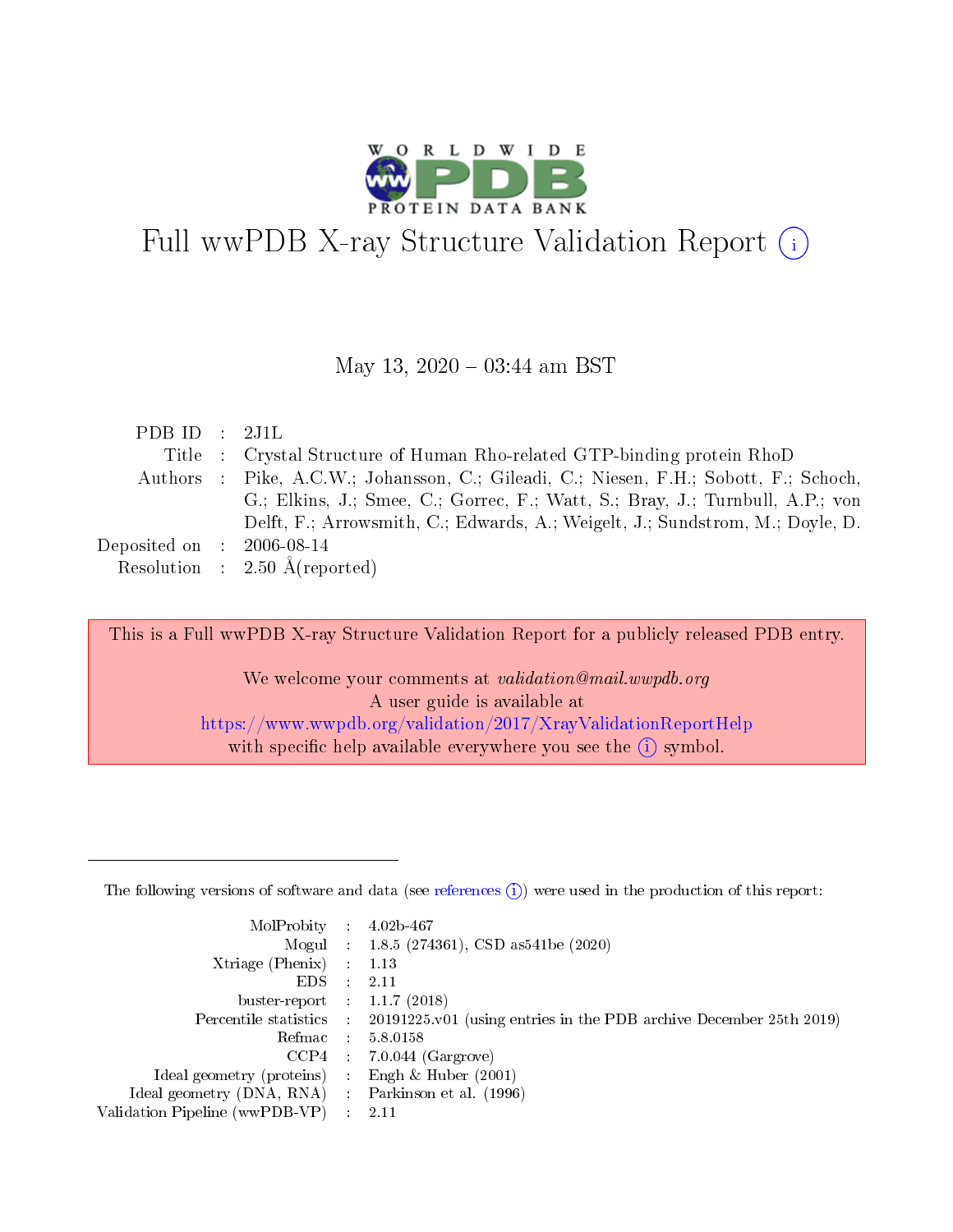# Full wwPDB X-ray Structure Validation Report (i)

May 13, 2020 – 03:44 am BST

| | | |
|---|---|---|
| PDB ID | : | 2J1L |
| Title | : | Crystal Structure of Human Rho-related GTP-binding protein RhoD |
| Authors | : | Pike, A.C.W.; Johansson, C.; Gileadi, C.; Niesen, F.H.; Sobott, F.; Schoch, G.; Elkins, J.; Smee, C.; Gorrec, F.; Watt, S.; Bray, J.; Turnbull, A.P.; von Delft, F.; Arrowsmith, C.; Edwards, A.; Weigelt, J.; Sundstrom, M.; Doyle, D. |
| Deposited on | : | 2006-08-14 |
| Resolution | : | 2.50 Å(reported) |

This is a Full wwPDB X-ray Structure Validation Report for a publicly released PDB entry.

We welcome your comments at *validation@mail.wwpdb.org*
A user guide is available at
https://www.wwpdb.org/validation/2017/XrayValidationReportHelp
with specific help available everywhere you see the (i) symbol.

---

The following versions of software and data (see references (i)) were used in the production of this report:

| | | |
|---|---|---|
| MolProbity | : | 4.02b-467 |
| Mogul | : | 1.8.5 (274361), CSD as541be (2020) |
| Xtriage (Phenix) | : | 1.13 |
| EDS | : | 2.11 |
| buster-report | : | 1.1.7 (2018) |
| Percentile statistics | : | 20191225.v01 (using entries in the PDB archive December 25th 2019) |
| Refmac | : | 5.8.0158 |
| CCP4 | : | 7.0.044 (Gargrove) |
| Ideal geometry (proteins) | : | Engh & Huber (2001) |
| Ideal geometry (DNA, RNA) | : | Parkinson et al. (1996) |
| Validation Pipeline (wwPDB-VP) | : | 2.11 |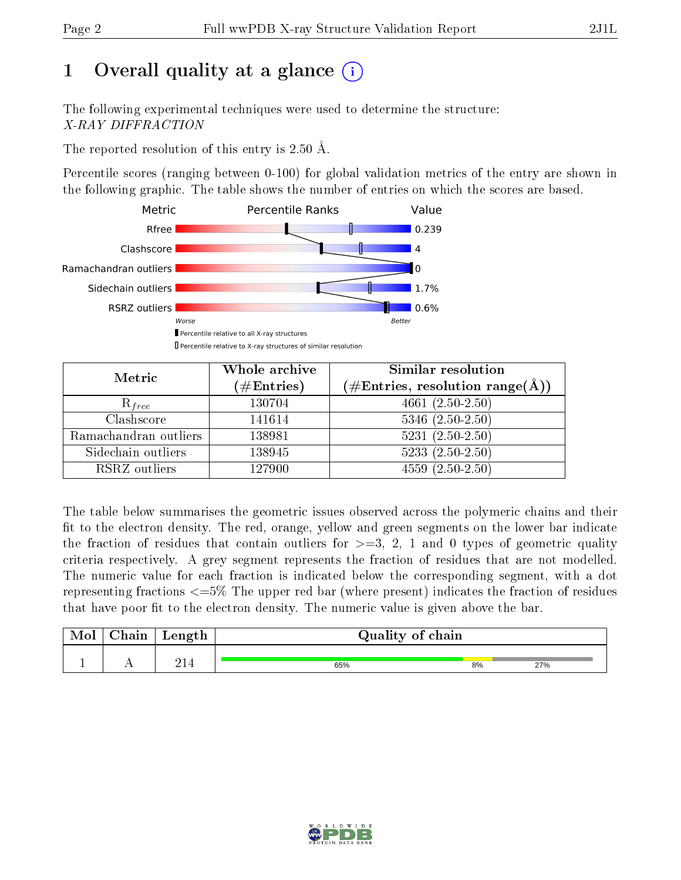# 1 Overall quality at a glance (i)

The following experimental techniques were used to determine the structure:
*X-RAY DIFFRACTION*

The reported resolution of this entry is 2.50 Å.

Percentile scores (ranging between 0-100) for global validation metrics of the entry are shown in the following graphic. The table shows the number of entries on which the scores are based.

| Metric | Value |
|---|---|
| Rfree | 0.239 |
| Clashscore | 4 |
| Ramachandran outliers | 0 |
| Sidechain outliers | 1.7% |
| RSRZ outliers | 0.6% |

Worse — Better

▮ Percentile relative to all X-ray structures
▯ Percentile relative to X-ray structures of similar resolution

| Metric | Whole archive (#Entries) | Similar resolution (#Entries, resolution range(Å)) |
|---|---|---|
| $R_{free}$ | 130704 | 4661 (2.50-2.50) |
| Clashscore | 141614 | 5346 (2.50-2.50) |
| Ramachandran outliers | 138981 | 5231 (2.50-2.50) |
| Sidechain outliers | 138945 | 5233 (2.50-2.50) |
| RSRZ outliers | 127900 | 4559 (2.50-2.50) |

The table below summarises the geometric issues observed across the polymeric chains and their fit to the electron density. The red, orange, yellow and green segments on the lower bar indicate the fraction of residues that contain outliers for >=3, 2, 1 and 0 types of geometric quality criteria respectively. A grey segment represents the fraction of residues that are not modelled. The numeric value for each fraction is indicated below the corresponding segment, with a dot representing fractions <=5% The upper red bar (where present) indicates the fraction of residues that have poor fit to the electron density. The numeric value is given above the bar.

| Mol | Chain | Length | Quality of chain |
|---|---|---|---|
| 1 | A | 214 | 65% / 8% / 27% |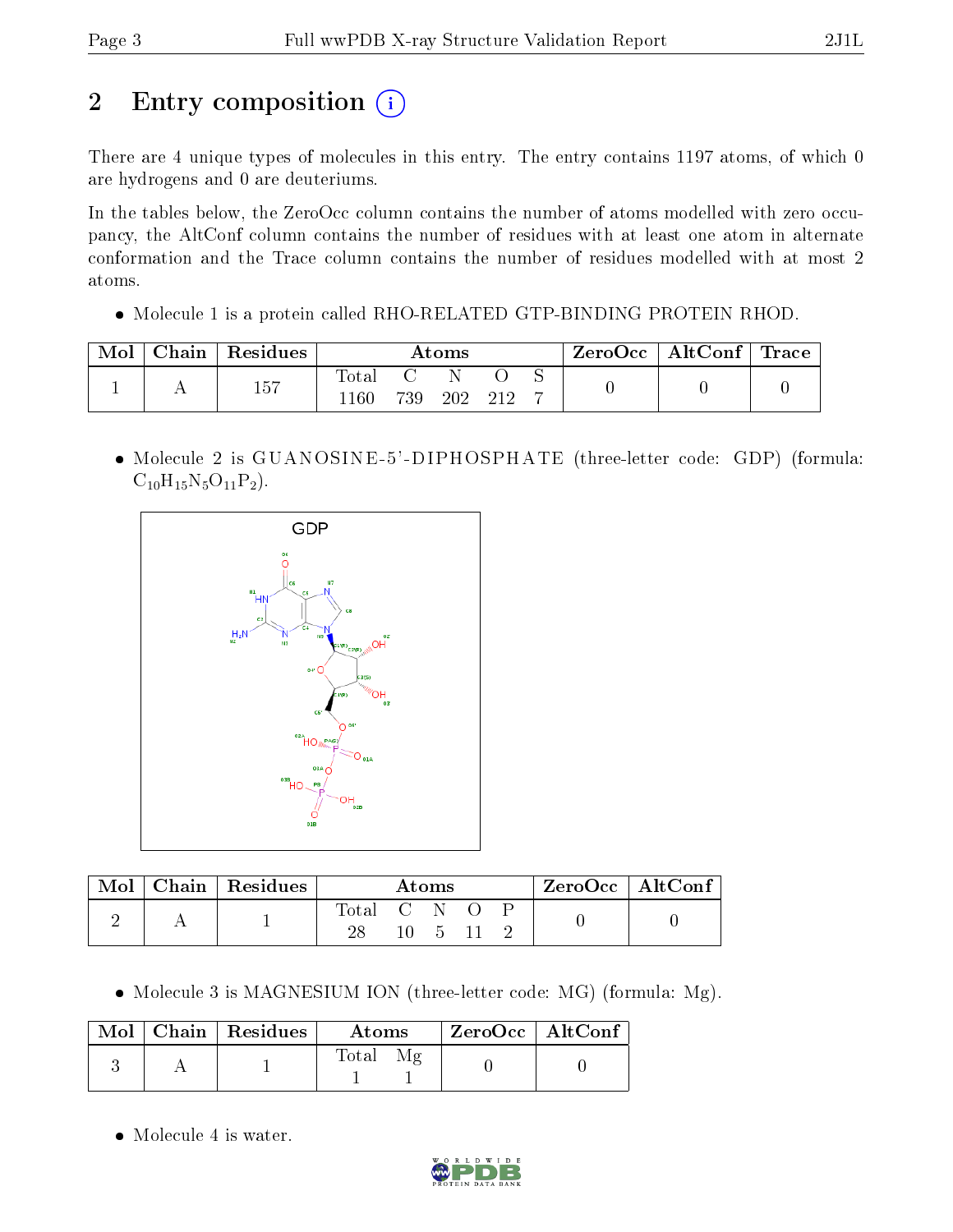# 2 Entry composition

There are 4 unique types of molecules in this entry. The entry contains 1197 atoms, of which 0 are hydrogens and 0 are deuteriums.

In the tables below, the ZeroOcc column contains the number of atoms modelled with zero occupancy, the AltConf column contains the number of residues with at least one atom in alternate conformation and the Trace column contains the number of residues modelled with at most 2 atoms.

- Molecule 1 is a protein called RHO-RELATED GTP-BINDING PROTEIN RHOD.

| Mol | Chain | Residues | Atoms | | | | | ZeroOcc | AltConf | Trace |
|---|---|---|---|---|---|---|---|---|---|---|
| 1 | A | 157 | Total 1160 | C 739 | N 202 | O 212 | S 7 | 0 | 0 | 0 |

- Molecule 2 is GUANOSINE-5'-DIPHOSPHATE (three-letter code: GDP) (formula: $C_{10}H_{15}N_5O_{11}P_2$).

| Mol | Chain | Residues | Atoms | | | | | ZeroOcc | AltConf |
|---|---|---|---|---|---|---|---|---|---|
| 2 | A | 1 | Total 28 | C 10 | N 5 | O 11 | P 2 | 0 | 0 |

- Molecule 3 is MAGNESIUM ION (three-letter code: MG) (formula: Mg).

| Mol | Chain | Residues | Atoms | | ZeroOcc | AltConf |
|---|---|---|---|---|---|---|
| 3 | A | 1 | Total 1 | Mg 1 | 0 | 0 |

- Molecule 4 is water.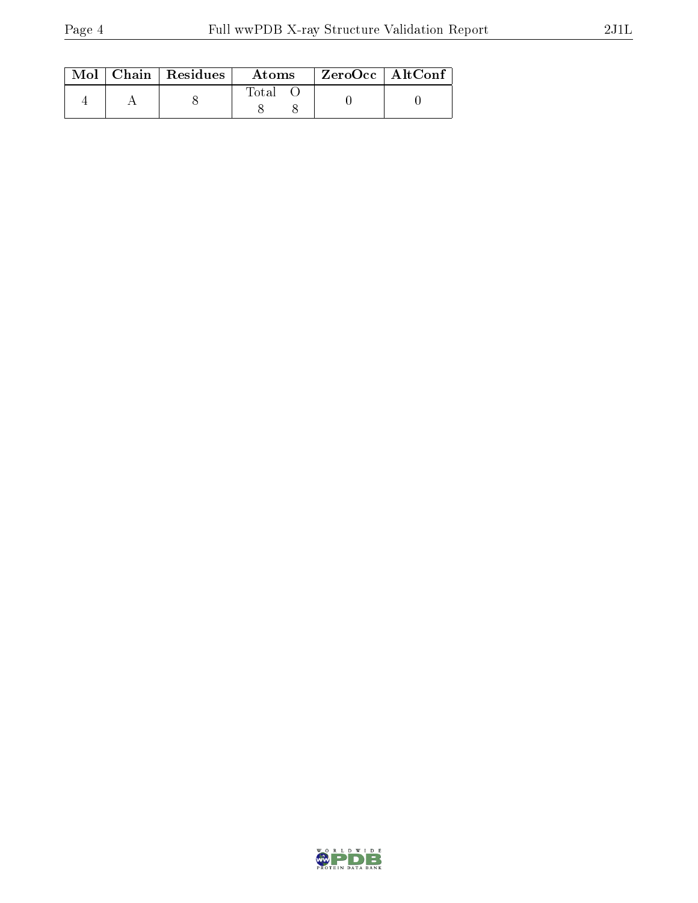| Mol | Chain | Residues | Atoms | | ZeroOcc | AltConf |
|---|---|---|---|---|---|---|
| | | | Total | O | | |
| 4 | A | 8 | 8 | 8 | 0 | 0 |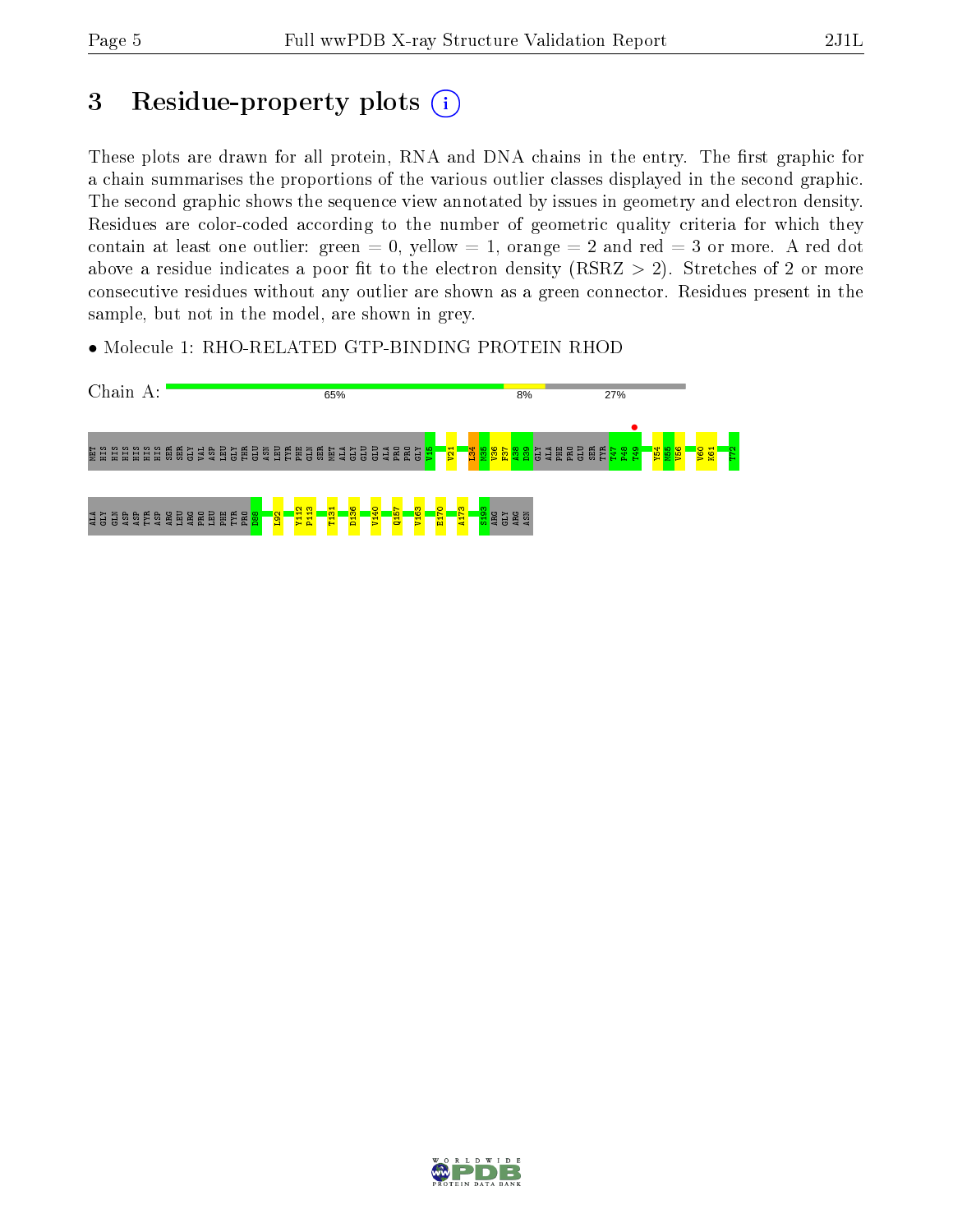# 3 Residue-property plots

These plots are drawn for all protein, RNA and DNA chains in the entry. The first graphic for a chain summarises the proportions of the various outlier classes displayed in the second graphic. The second graphic shows the sequence view annotated by issues in geometry and electron density. Residues are color-coded according to the number of geometric quality criteria for which they contain at least one outlier: green = 0, yellow = 1, orange = 2 and red = 3 or more. A red dot above a residue indicates a poor fit to the electron density (RSRZ > 2). Stretches of 2 or more consecutive residues without any outlier are shown as a green connector. Residues present in the sample, but not in the model, are shown in grey.

- Molecule 1: RHO-RELATED GTP-BINDING PROTEIN RHOD

Chain A: 65% 8% 27%

MET HIS HIS HIS HIS HIS HIS SER SER GLY VAL ASP LEU GLY THR GLU ASN LEU TYR PHE GLN SER MET ALA GLY GLU ALA PRO PRO GLY V15 V21 L34 N35 V36 F37 A38 D39 GLY ALA PHE PRO GLU SER TYR T47 P48 T49 Y54 N55 V56 V60 K61 T72

ALA GLY GLN ASP ASP TYR ASP ARG LEU ARG PRO LEU PHE TYR PRO D88 L92 Y112 P113 T131 D136 V140 Q157 V163 E170 A173 S193 ARG GLY ARG ASN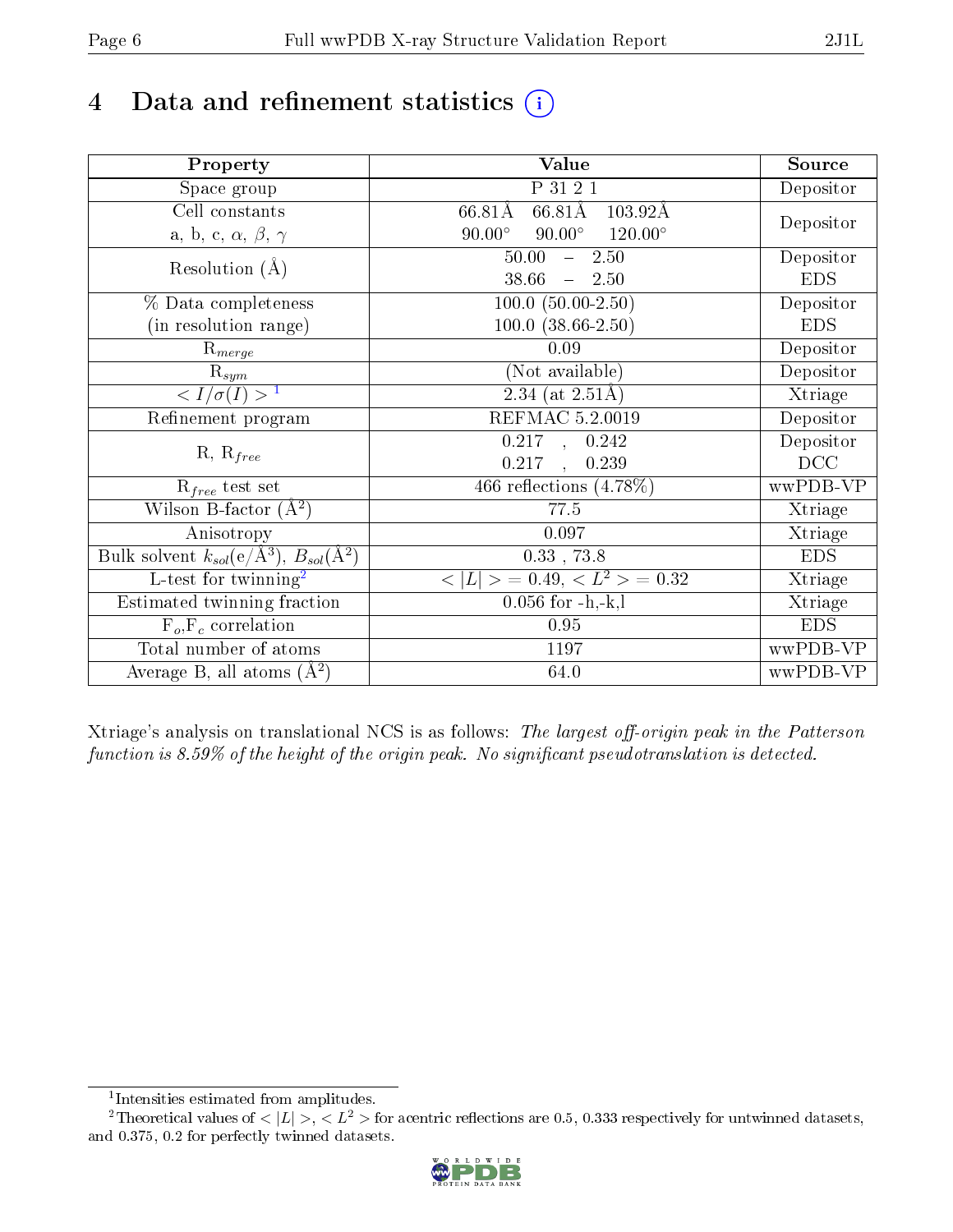# 4 Data and refinement statistics (i)

| Property | Value | Source |
|---|---|---|
| Space group | P 31 2 1 | Depositor |
| Cell constants<br>a, b, c, $\alpha$, $\beta$, $\gamma$ | 66.81Å 66.81Å 103.92Å<br>90.00° 90.00° 120.00° | Depositor |
| Resolution (Å) | 50.00 – 2.50<br>38.66 – 2.50 | Depositor<br>EDS |
| % Data completeness<br>(in resolution range) | 100.0 (50.00-2.50)<br>100.0 (38.66-2.50) | Depositor<br>EDS |
| $R_{merge}$ | 0.09 | Depositor |
| $R_{sym}$ | (Not available) | Depositor |
| $< I/\sigma(I) >$ [1] | 2.34 (at 2.51Å) | Xtriage |
| Refinement program | REFMAC 5.2.0019 | Depositor |
| R, $R_{free}$ | 0.217 , 0.242<br>0.217 , 0.239 | Depositor<br>DCC |
| $R_{free}$ test set | 466 reflections (4.78%) | wwPDB-VP |
| Wilson B-factor (Å$^2$) | 77.5 | Xtriage |
| Anisotropy | 0.097 | Xtriage |
| Bulk solvent $k_{sol}$(e/Å$^3$), $B_{sol}$(Å$^2$) | 0.33 , 73.8 | EDS |
| L-test for twinning[2] | $< \|L\| > = 0.49$, $< L^2 > = 0.32$ | Xtriage |
| Estimated twinning fraction | 0.056 for -h,-k,l | Xtriage |
| $F_o$,$F_c$ correlation | 0.95 | EDS |
| Total number of atoms | 1197 | wwPDB-VP |
| Average B, all atoms (Å$^2$) | 64.0 | wwPDB-VP |

Xtriage's analysis on translational NCS is as follows: *The largest off-origin peak in the Patterson function is 8.59% of the height of the origin peak. No significant pseudotranslation is detected.*

[1] Intensities estimated from amplitudes.

[2] Theoretical values of $< |L| >$, $< L^2 >$ for acentric reflections are 0.5, 0.333 respectively for untwinned datasets, and 0.375, 0.2 for perfectly twinned datasets.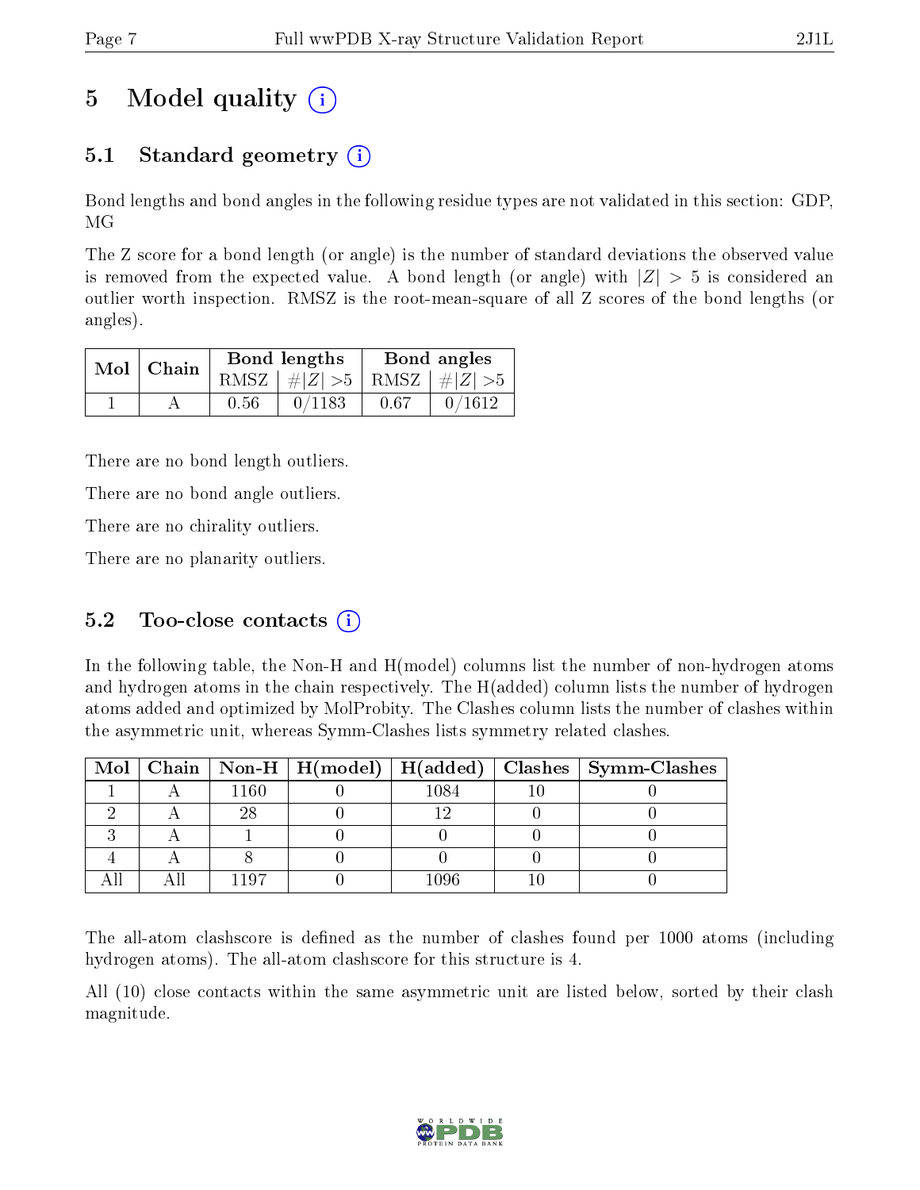# 5 Model quality (i)

## 5.1 Standard geometry (i)

Bond lengths and bond angles in the following residue types are not validated in this section: GDP, MG

The Z score for a bond length (or angle) is the number of standard deviations the observed value is removed from the expected value. A bond length (or angle) with $|Z| > 5$ is considered an outlier worth inspection. RMSZ is the root-mean-square of all Z scores of the bond lengths (or angles).

| Mol | Chain | Bond lengths | | Bond angles | |
|---|---|---|---|---|---|
| | | RMSZ | $\#\|Z\| > 5$ | RMSZ | $\#\|Z\| > 5$ |
| 1 | A | 0.56 | 0/1183 | 0.67 | 0/1612 |

There are no bond length outliers.

There are no bond angle outliers.

There are no chirality outliers.

There are no planarity outliers.

## 5.2 Too-close contacts (i)

In the following table, the Non-H and H(model) columns list the number of non-hydrogen atoms and hydrogen atoms in the chain respectively. The H(added) column lists the number of hydrogen atoms added and optimized by MolProbity. The Clashes column lists the number of clashes within the asymmetric unit, whereas Symm-Clashes lists symmetry related clashes.

| Mol | Chain | Non-H | H(model) | H(added) | Clashes | Symm-Clashes |
|---|---|---|---|---|---|---|
| 1 | A | 1160 | 0 | 1084 | 10 | 0 |
| 2 | A | 28 | 0 | 12 | 0 | 0 |
| 3 | A | 1 | 0 | 0 | 0 | 0 |
| 4 | A | 8 | 0 | 0 | 0 | 0 |
| All | All | 1197 | 0 | 1096 | 10 | 0 |

The all-atom clashscore is defined as the number of clashes found per 1000 atoms (including hydrogen atoms). The all-atom clashscore for this structure is 4.

All (10) close contacts within the same asymmetric unit are listed below, sorted by their clash magnitude.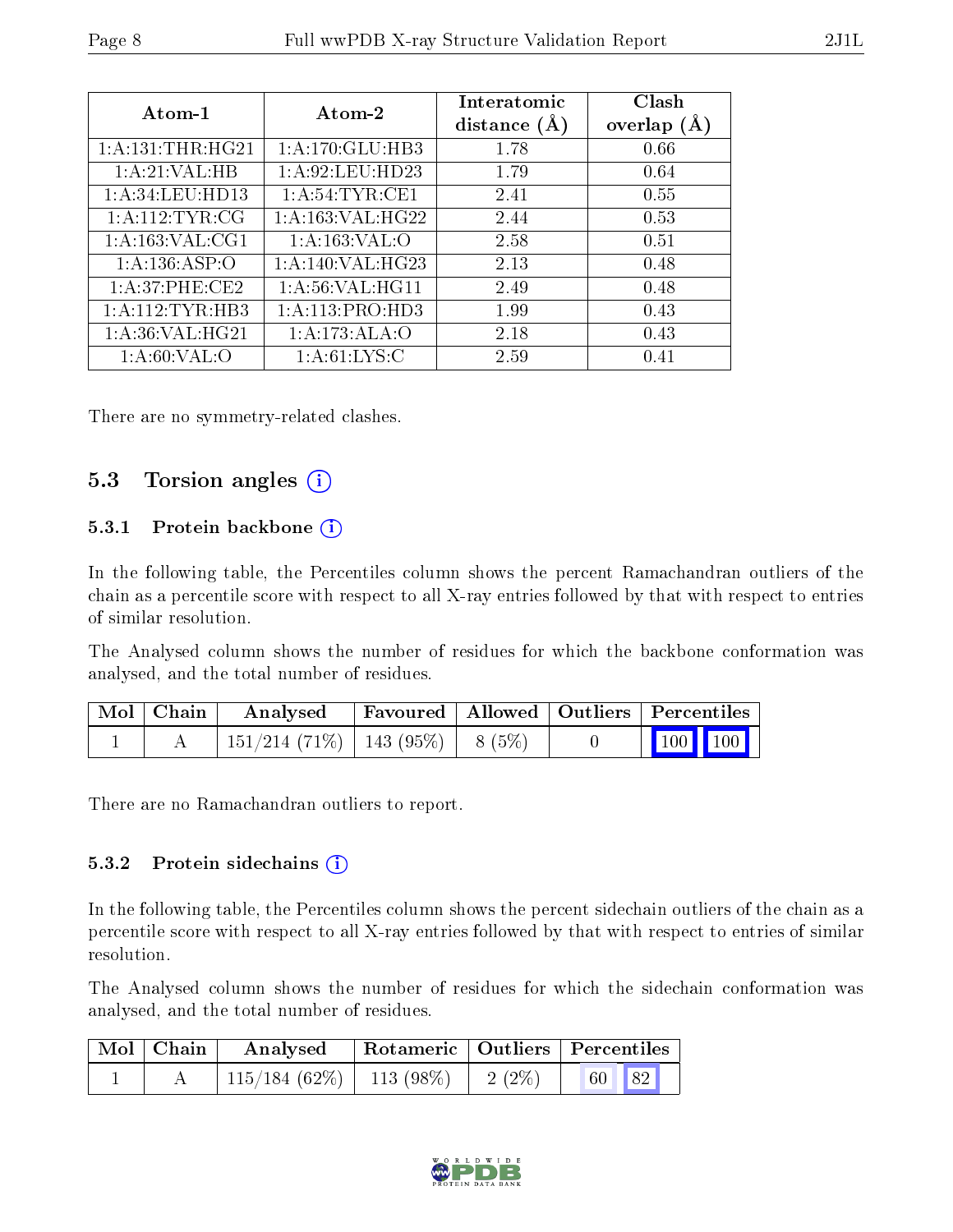| Atom-1 | Atom-2 | Interatomic distance (Å) | Clash overlap (Å) |
|---|---|---|---|
| 1:A:131:THR:HG21 | 1:A:170:GLU:HB3 | 1.78 | 0.66 |
| 1:A:21:VAL:HB | 1:A:92:LEU:HD23 | 1.79 | 0.64 |
| 1:A:34:LEU:HD13 | 1:A:54:TYR:CE1 | 2.41 | 0.55 |
| 1:A:112:TYR:CG | 1:A:163:VAL:HG22 | 2.44 | 0.53 |
| 1:A:163:VAL:CG1 | 1:A:163:VAL:O | 2.58 | 0.51 |
| 1:A:136:ASP:O | 1:A:140:VAL:HG23 | 2.13 | 0.48 |
| 1:A:37:PHE:CE2 | 1:A:56:VAL:HG11 | 2.49 | 0.48 |
| 1:A:112:TYR:HB3 | 1:A:113:PRO:HD3 | 1.99 | 0.43 |
| 1:A:36:VAL:HG21 | 1:A:173:ALA:O | 2.18 | 0.43 |
| 1:A:60:VAL:O | 1:A:61:LYS:C | 2.59 | 0.41 |

There are no symmetry-related clashes.

## 5.3 Torsion angles

### 5.3.1 Protein backbone

In the following table, the Percentiles column shows the percent Ramachandran outliers of the chain as a percentile score with respect to all X-ray entries followed by that with respect to entries of similar resolution.

The Analysed column shows the number of residues for which the backbone conformation was analysed, and the total number of residues.

| Mol | Chain | Analysed | Favoured | Allowed | Outliers | Percentiles |
|---|---|---|---|---|---|---|
| 1 | A | 151/214 (71%) | 143 (95%) | 8 (5%) | 0 | 100 100 |

There are no Ramachandran outliers to report.

### 5.3.2 Protein sidechains

In the following table, the Percentiles column shows the percent sidechain outliers of the chain as a percentile score with respect to all X-ray entries followed by that with respect to entries of similar resolution.

The Analysed column shows the number of residues for which the sidechain conformation was analysed, and the total number of residues.

| Mol | Chain | Analysed | Rotameric | Outliers | Percentiles |
|---|---|---|---|---|---|
| 1 | A | 115/184 (62%) | 113 (98%) | 2 (2%) | 60 82 |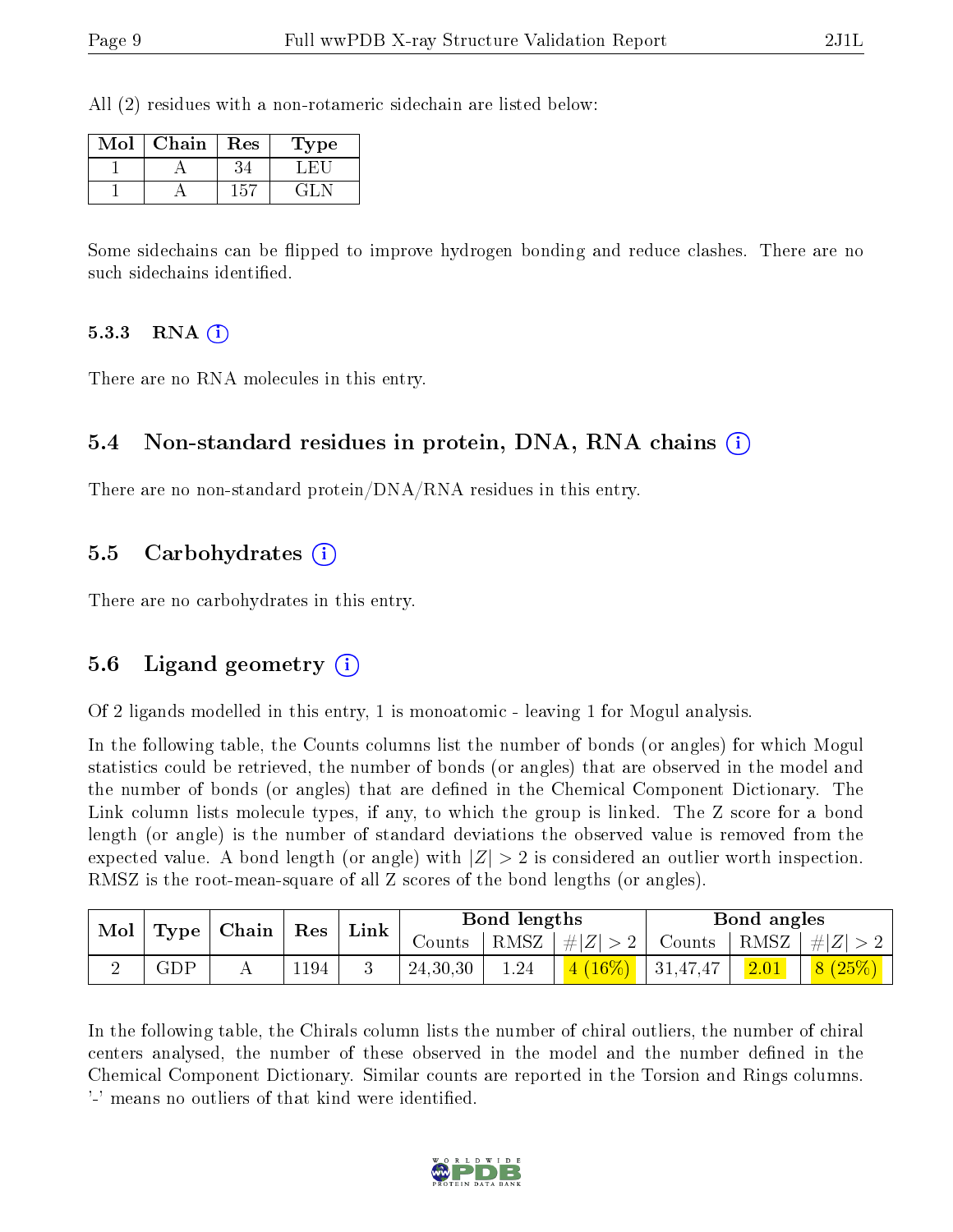All (2) residues with a non-rotameric sidechain are listed below:

| Mol | Chain | Res | Type |
|---|---|---|---|
| 1 | A | 34 | LEU |
| 1 | A | 157 | GLN |

Some sidechains can be flipped to improve hydrogen bonding and reduce clashes. There are no such sidechains identified.

### 5.3.3 RNA (i)

There are no RNA molecules in this entry.

## 5.4 Non-standard residues in protein, DNA, RNA chains (i)

There are no non-standard protein/DNA/RNA residues in this entry.

## 5.5 Carbohydrates (i)

There are no carbohydrates in this entry.

## 5.6 Ligand geometry (i)

Of 2 ligands modelled in this entry, 1 is monoatomic - leaving 1 for Mogul analysis.

In the following table, the Counts columns list the number of bonds (or angles) for which Mogul statistics could be retrieved, the number of bonds (or angles) that are observed in the model and the number of bonds (or angles) that are defined in the Chemical Component Dictionary. The Link column lists molecule types, if any, to which the group is linked. The Z score for a bond length (or angle) is the number of standard deviations the observed value is removed from the expected value. A bond length (or angle) with $|Z| > 2$ is considered an outlier worth inspection. RMSZ is the root-mean-square of all Z scores of the bond lengths (or angles).

| Mol | Type | Chain | Res | Link | Bond lengths | | | Bond angles | | |
|---|---|---|---|---|---|---|---|---|---|---|
| | | | | | Counts | RMSZ | $\#\|Z\| > 2$ | Counts | RMSZ | $\#\|Z\| > 2$ |
| 2 | GDP | A | 1194 | 3 | 24,30,30 | 1.24 | 4 (16%) | 31,47,47 | 2.01 | 8 (25%) |

In the following table, the Chirals column lists the number of chiral outliers, the number of chiral centers analysed, the number of these observed in the model and the number defined in the Chemical Component Dictionary. Similar counts are reported in the Torsion and Rings columns. '-' means no outliers of that kind were identified.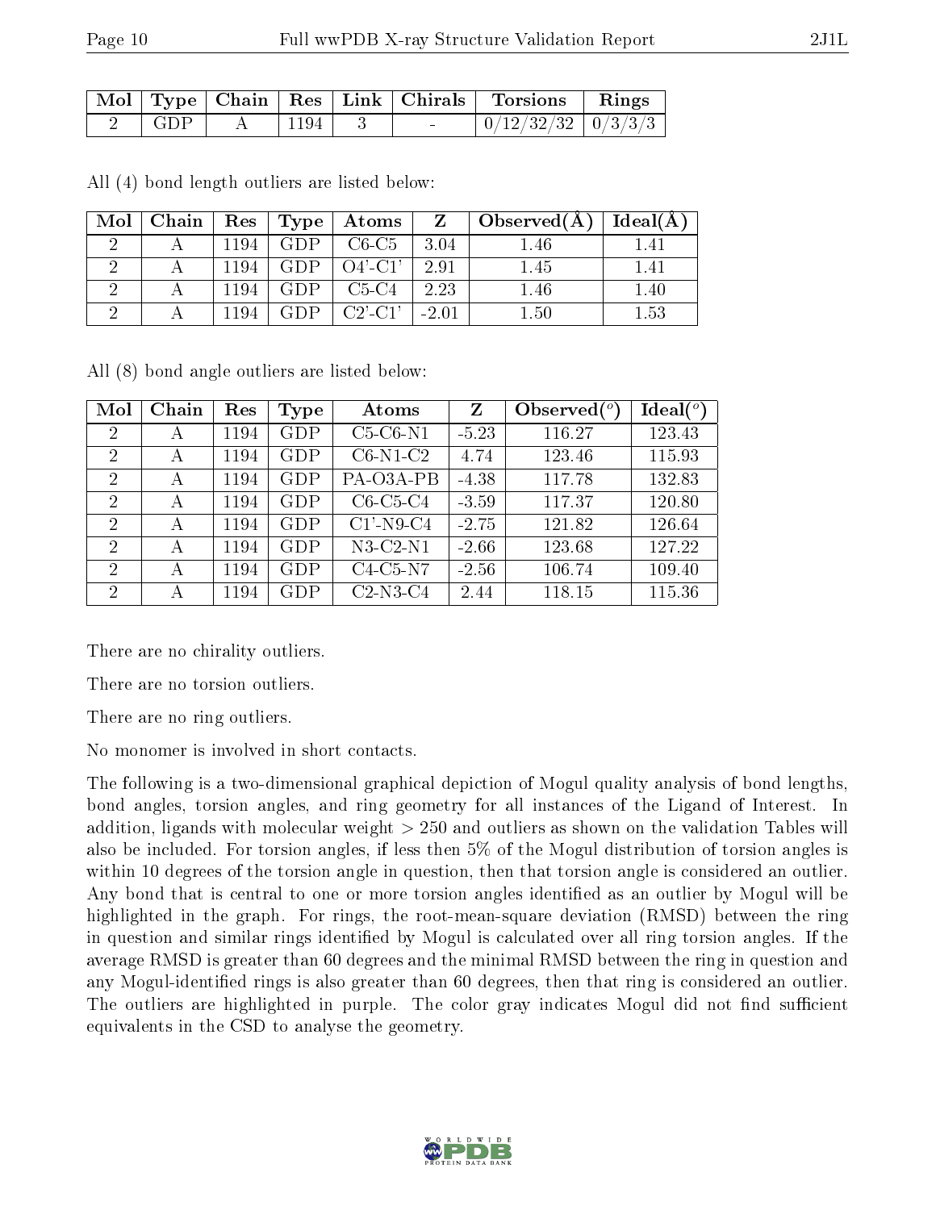| Mol | Type | Chain | Res | Link | Chirals | Torsions | Rings |
|---|---|---|---|---|---|---|---|
| 2 | GDP | A | 1194 | 3 | - | 0/12/32/32 | 0/3/3/3 |

All (4) bond length outliers are listed below:

| Mol | Chain | Res | Type | Atoms | Z | Observed(Å) | Ideal(Å) |
|---|---|---|---|---|---|---|---|
| 2 | A | 1194 | GDP | C6-C5 | 3.04 | 1.46 | 1.41 |
| 2 | A | 1194 | GDP | O4'-C1' | 2.91 | 1.45 | 1.41 |
| 2 | A | 1194 | GDP | C5-C4 | 2.23 | 1.46 | 1.40 |
| 2 | A | 1194 | GDP | C2'-C1' | -2.01 | 1.50 | 1.53 |

All (8) bond angle outliers are listed below:

| Mol | Chain | Res | Type | Atoms | Z | Observed(°) | Ideal(°) |
|---|---|---|---|---|---|---|---|
| 2 | A | 1194 | GDP | C5-C6-N1 | -5.23 | 116.27 | 123.43 |
| 2 | A | 1194 | GDP | C6-N1-C2 | 4.74 | 123.46 | 115.93 |
| 2 | A | 1194 | GDP | PA-O3A-PB | -4.38 | 117.78 | 132.83 |
| 2 | A | 1194 | GDP | C6-C5-C4 | -3.59 | 117.37 | 120.80 |
| 2 | A | 1194 | GDP | C1'-N9-C4 | -2.75 | 121.82 | 126.64 |
| 2 | A | 1194 | GDP | N3-C2-N1 | -2.66 | 123.68 | 127.22 |
| 2 | A | 1194 | GDP | C4-C5-N7 | -2.56 | 106.74 | 109.40 |
| 2 | A | 1194 | GDP | C2-N3-C4 | 2.44 | 118.15 | 115.36 |

There are no chirality outliers.

There are no torsion outliers.

There are no ring outliers.

No monomer is involved in short contacts.

The following is a two-dimensional graphical depiction of Mogul quality analysis of bond lengths, bond angles, torsion angles, and ring geometry for all instances of the Ligand of Interest. In addition, ligands with molecular weight > 250 and outliers as shown on the validation Tables will also be included. For torsion angles, if less then 5% of the Mogul distribution of torsion angles is within 10 degrees of the torsion angle in question, then that torsion angle is considered an outlier. Any bond that is central to one or more torsion angles identified as an outlier by Mogul will be highlighted in the graph. For rings, the root-mean-square deviation (RMSD) between the ring in question and similar rings identified by Mogul is calculated over all ring torsion angles. If the average RMSD is greater than 60 degrees and the minimal RMSD between the ring in question and any Mogul-identified rings is also greater than 60 degrees, then that ring is considered an outlier. The outliers are highlighted in purple. The color gray indicates Mogul did not find sufficient equivalents in the CSD to analyse the geometry.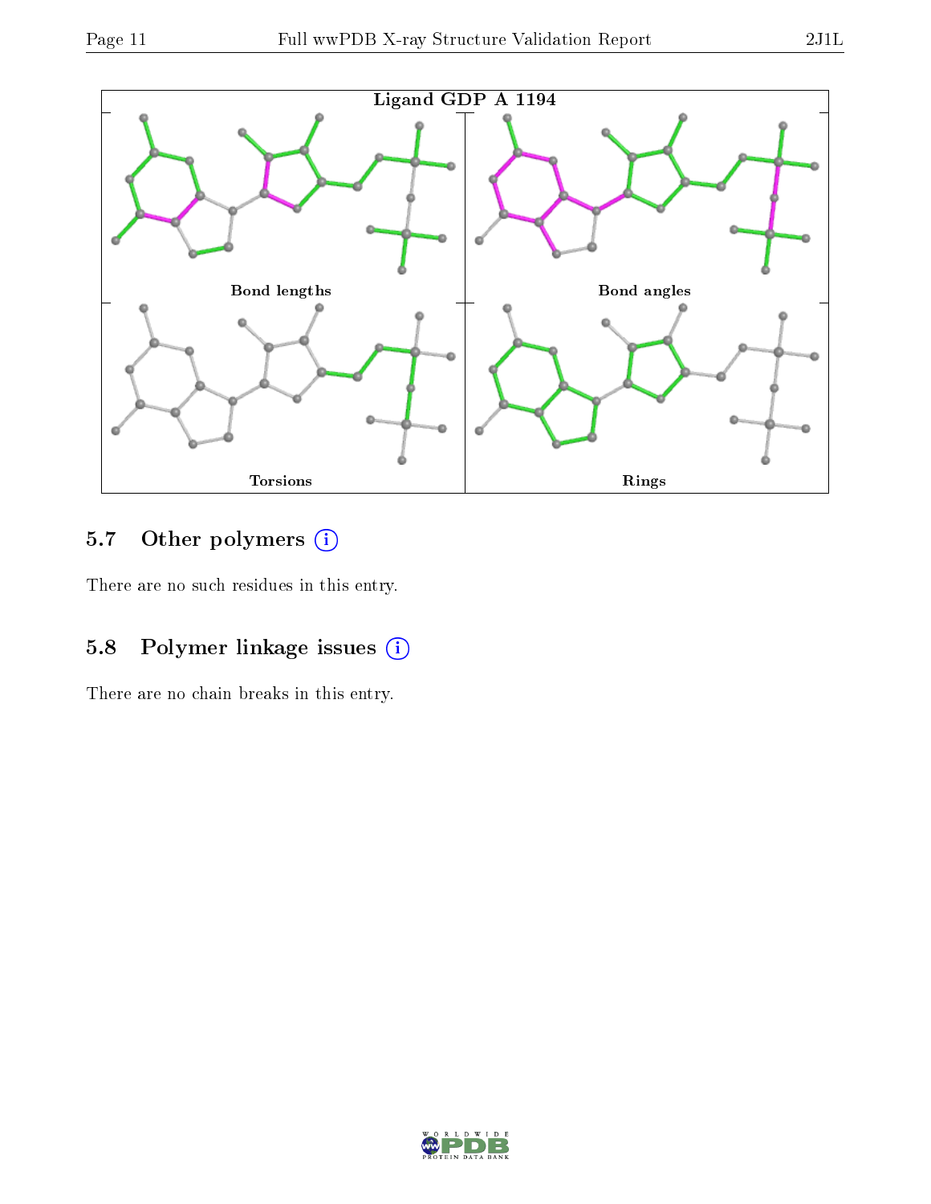Ligand GDP A 1194

Bond lengths

Bond angles

Torsions

Rings

## 5.7 Other polymers (i)

There are no such residues in this entry.

## 5.8 Polymer linkage issues (i)

There are no chain breaks in this entry.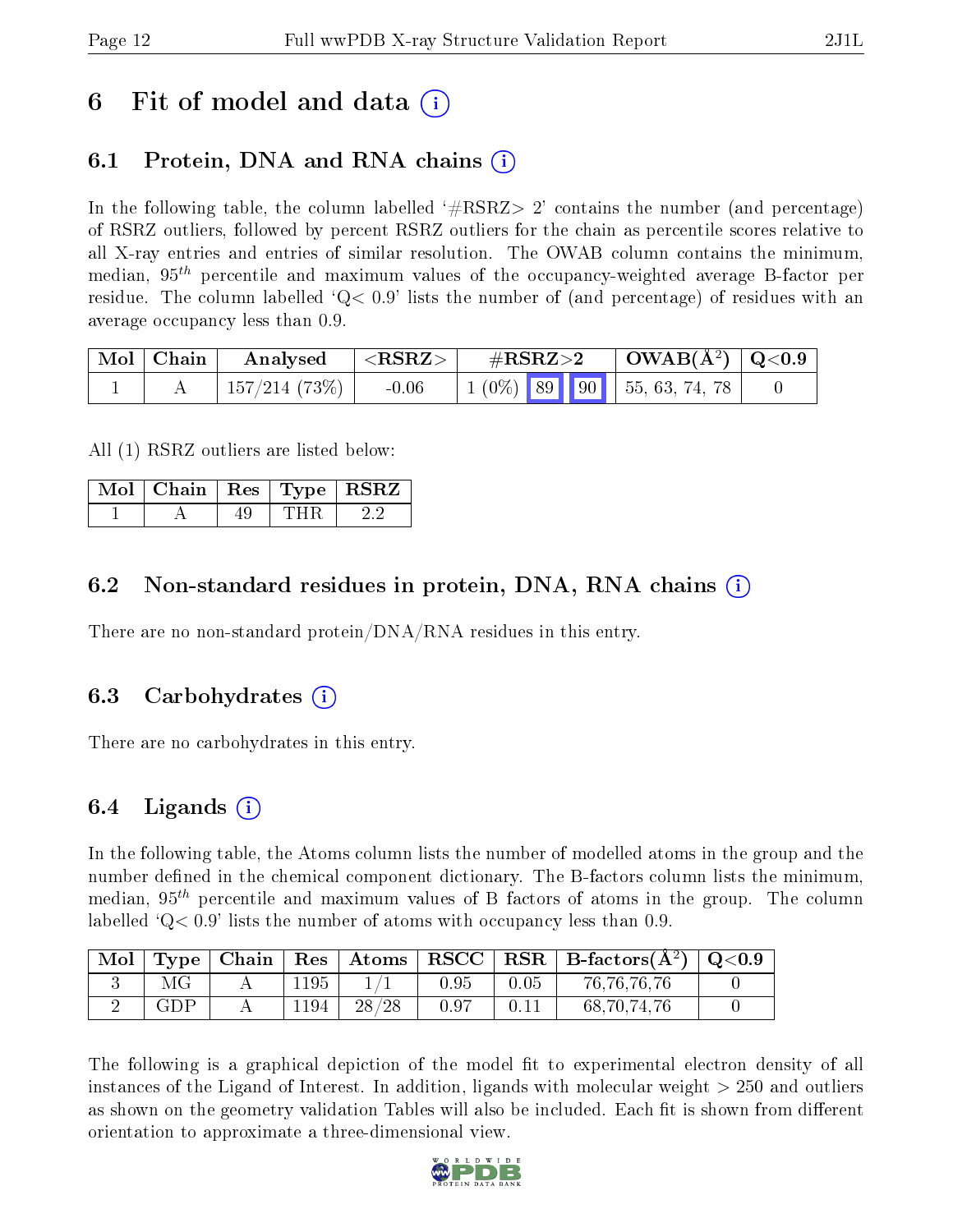# 6 Fit of model and data (i)

## 6.1 Protein, DNA and RNA chains (i)

In the following table, the column labelled '#RSRZ> 2' contains the number (and percentage) of RSRZ outliers, followed by percent RSRZ outliers for the chain as percentile scores relative to all X-ray entries and entries of similar resolution. The OWAB column contains the minimum, median, $95^{th}$ percentile and maximum values of the occupancy-weighted average B-factor per residue. The column labelled 'Q< 0.9' lists the number of (and percentage) of residues with an average occupancy less than 0.9.

| Mol | Chain | Analysed | <RSRZ> | #RSRZ>2 | OWAB($\AA^2$) | Q<0.9 |
|---|---|---|---|---|---|---|
| 1 | A | 157/214 (73%) | -0.06 | 1 (0%) 89 90 | 55, 63, 74, 78 | 0 |

All (1) RSRZ outliers are listed below:

| Mol | Chain | Res | Type | RSRZ |
|---|---|---|---|---|
| 1 | A | 49 | THR | 2.2 |

## 6.2 Non-standard residues in protein, DNA, RNA chains (i)

There are no non-standard protein/DNA/RNA residues in this entry.

## 6.3 Carbohydrates (i)

There are no carbohydrates in this entry.

## 6.4 Ligands (i)

In the following table, the Atoms column lists the number of modelled atoms in the group and the number defined in the chemical component dictionary. The B-factors column lists the minimum, median, $95^{th}$ percentile and maximum values of B factors of atoms in the group. The column labelled 'Q< 0.9' lists the number of atoms with occupancy less than 0.9.

| Mol | Type | Chain | Res | Atoms | RSCC | RSR | B-factors($\AA^2$) | Q<0.9 |
|---|---|---|---|---|---|---|---|---|
| 3 | MG | A | 1195 | 1/1 | 0.95 | 0.05 | 76,76,76,76 | 0 |
| 2 | GDP | A | 1194 | 28/28 | 0.97 | 0.11 | 68,70,74,76 | 0 |

The following is a graphical depiction of the model fit to experimental electron density of all instances of the Ligand of Interest. In addition, ligands with molecular weight > 250 and outliers as shown on the geometry validation Tables will also be included. Each fit is shown from different orientation to approximate a three-dimensional view.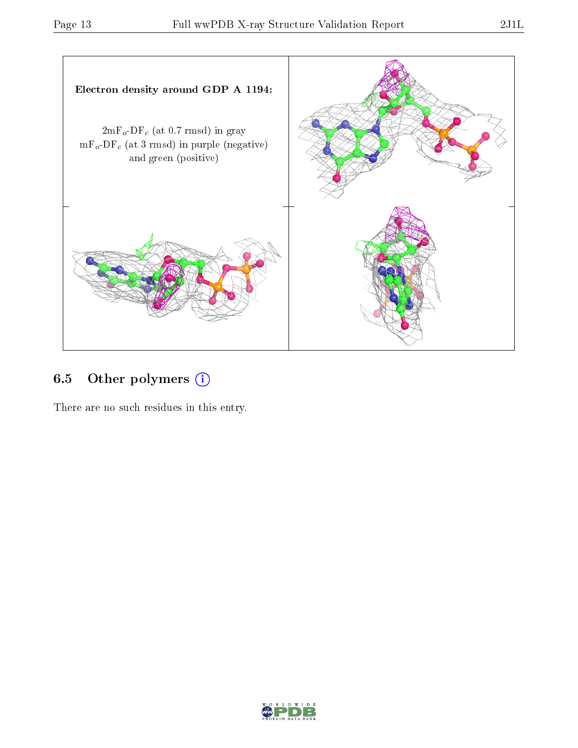**Electron density around GDP A 1194:**

$2mF_o$-$DF_c$ (at 0.7 rmsd) in gray
$mF_o$-$DF_c$ (at 3 rmsd) in purple (negative)
and green (positive)

## 6.5 Other polymers (i)

There are no such residues in this entry.